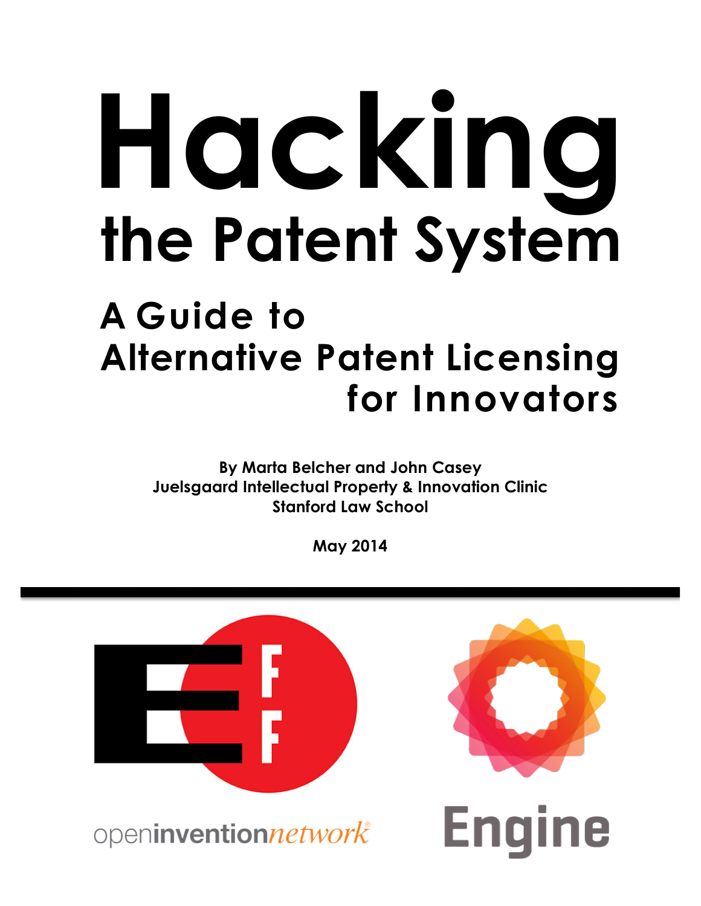# Hacking the Patent System

## A Guide to Alternative Patent Licensing for Innovators

**By Marta Belcher and John Casey**
**Juelsgaard Intellectual Property & Innovation Clinic**
**Stanford Law School**

**May 2014**

openinventionnetwork

Engine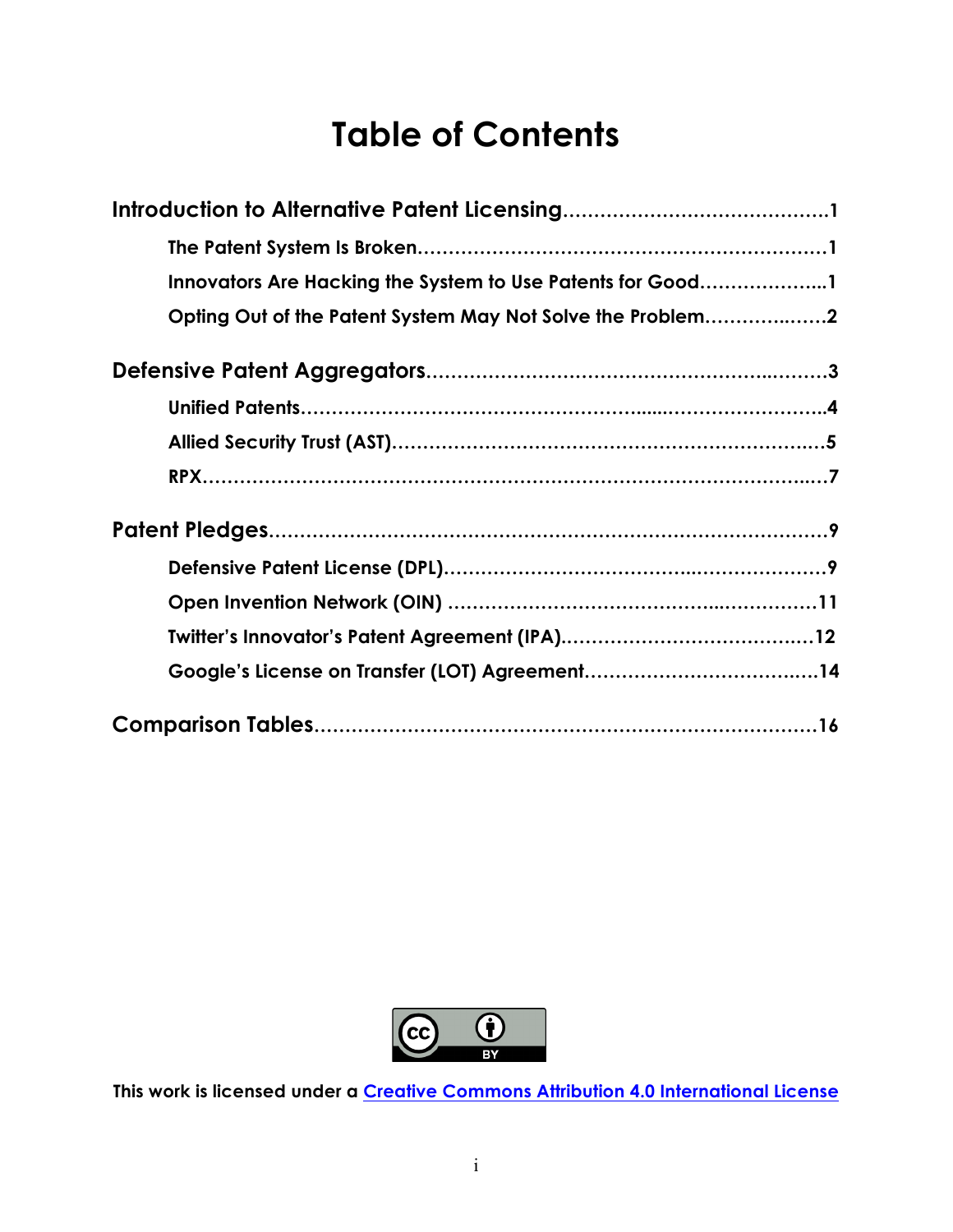# Table of Contents

**Introduction to Alternative Patent Licensing**..........................................**1**

- **The Patent System Is Broken**..................................................................**1**
- **Innovators Are Hacking the System to Use Patents for Good**......................**1**
- **Opting Out of the Patent System May Not Solve the Problem**......................**2**

**Defensive Patent Aggregators**..................................................................**3**

- **Unified Patents**........................................................................................**4**
- **Allied Security Trust (AST)**........................................................................**5**
- **RPX**.........................................................................................................**7**

**Patent Pledges**........................................................................................**9**

- **Defensive Patent License (DPL)**...............................................................**9**
- **Open Invention Network (OIN)** ...............................................................**11**
- **Twitter's Innovator's Patent Agreement (IPA)**...........................................**12**
- **Google's License on Transfer (LOT) Agreement**........................................**14**

**Comparison Tables**..................................................................................**16**

This work is licensed under a [Creative Commons Attribution 4.0 International License](https://creativecommons.org/licenses/by/4.0/)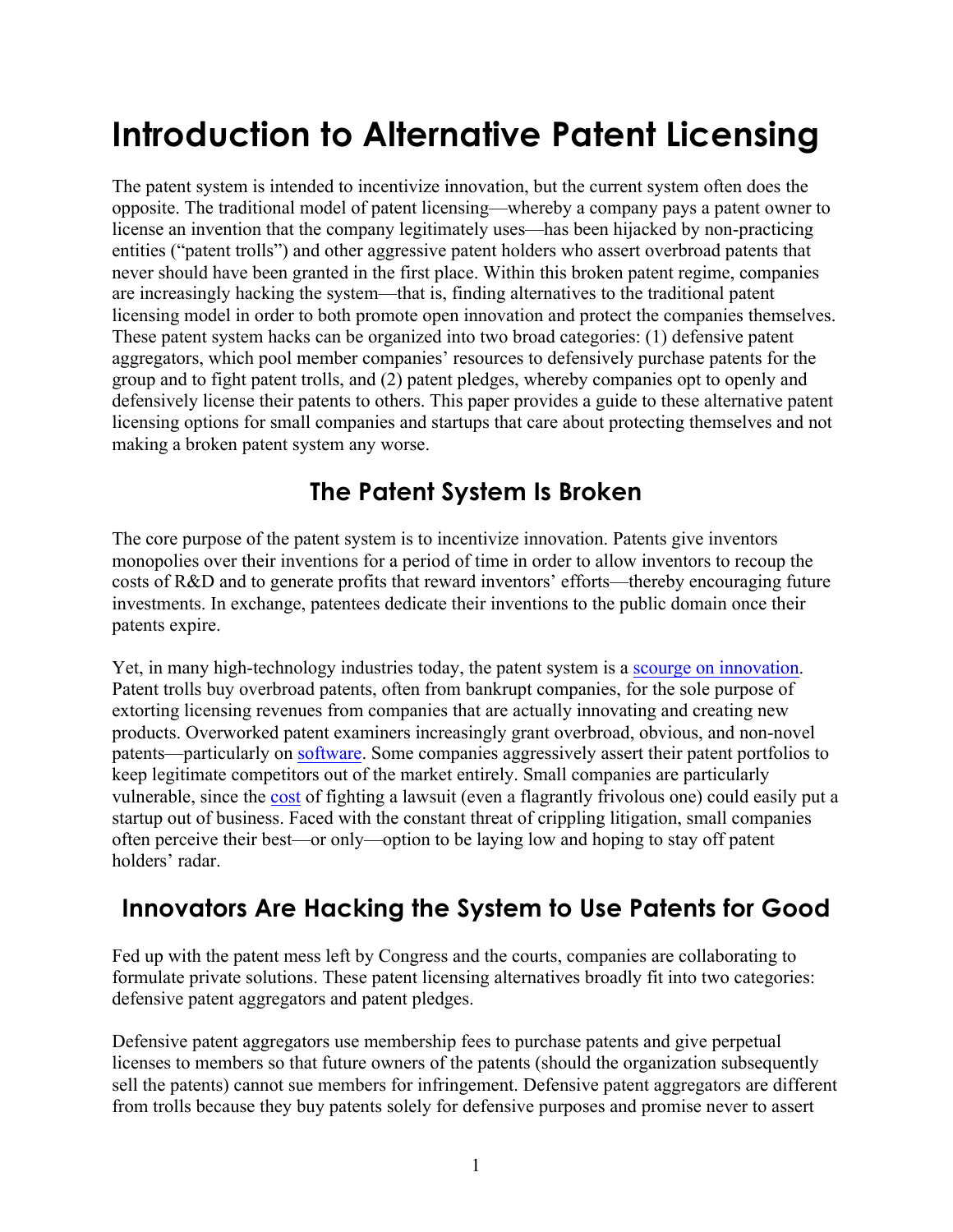# Introduction to Alternative Patent Licensing

The patent system is intended to incentivize innovation, but the current system often does the opposite. The traditional model of patent licensing—whereby a company pays a patent owner to license an invention that the company legitimately uses—has been hijacked by non-practicing entities ("patent trolls") and other aggressive patent holders who assert overbroad patents that never should have been granted in the first place. Within this broken patent regime, companies are increasingly hacking the system—that is, finding alternatives to the traditional patent licensing model in order to both promote open innovation and protect the companies themselves. These patent system hacks can be organized into two broad categories: (1) defensive patent aggregators, which pool member companies' resources to defensively purchase patents for the group and to fight patent trolls, and (2) patent pledges, whereby companies opt to openly and defensively license their patents to others. This paper provides a guide to these alternative patent licensing options for small companies and startups that care about protecting themselves and not making a broken patent system any worse.

## The Patent System Is Broken

The core purpose of the patent system is to incentivize innovation. Patents give inventors monopolies over their inventions for a period of time in order to allow inventors to recoup the costs of R&D and to generate profits that reward inventors' efforts—thereby encouraging future investments. In exchange, patentees dedicate their inventions to the public domain once their patents expire.

Yet, in many high-technology industries today, the patent system is a scourge on innovation. Patent trolls buy overbroad patents, often from bankrupt companies, for the sole purpose of extorting licensing revenues from companies that are actually innovating and creating new products. Overworked patent examiners increasingly grant overbroad, obvious, and non-novel patents—particularly on software. Some companies aggressively assert their patent portfolios to keep legitimate competitors out of the market entirely. Small companies are particularly vulnerable, since the cost of fighting a lawsuit (even a flagrantly frivolous one) could easily put a startup out of business. Faced with the constant threat of crippling litigation, small companies often perceive their best—or only—option to be laying low and hoping to stay off patent holders' radar.

## Innovators Are Hacking the System to Use Patents for Good

Fed up with the patent mess left by Congress and the courts, companies are collaborating to formulate private solutions. These patent licensing alternatives broadly fit into two categories: defensive patent aggregators and patent pledges.

Defensive patent aggregators use membership fees to purchase patents and give perpetual licenses to members so that future owners of the patents (should the organization subsequently sell the patents) cannot sue members for infringement. Defensive patent aggregators are different from trolls because they buy patents solely for defensive purposes and promise never to assert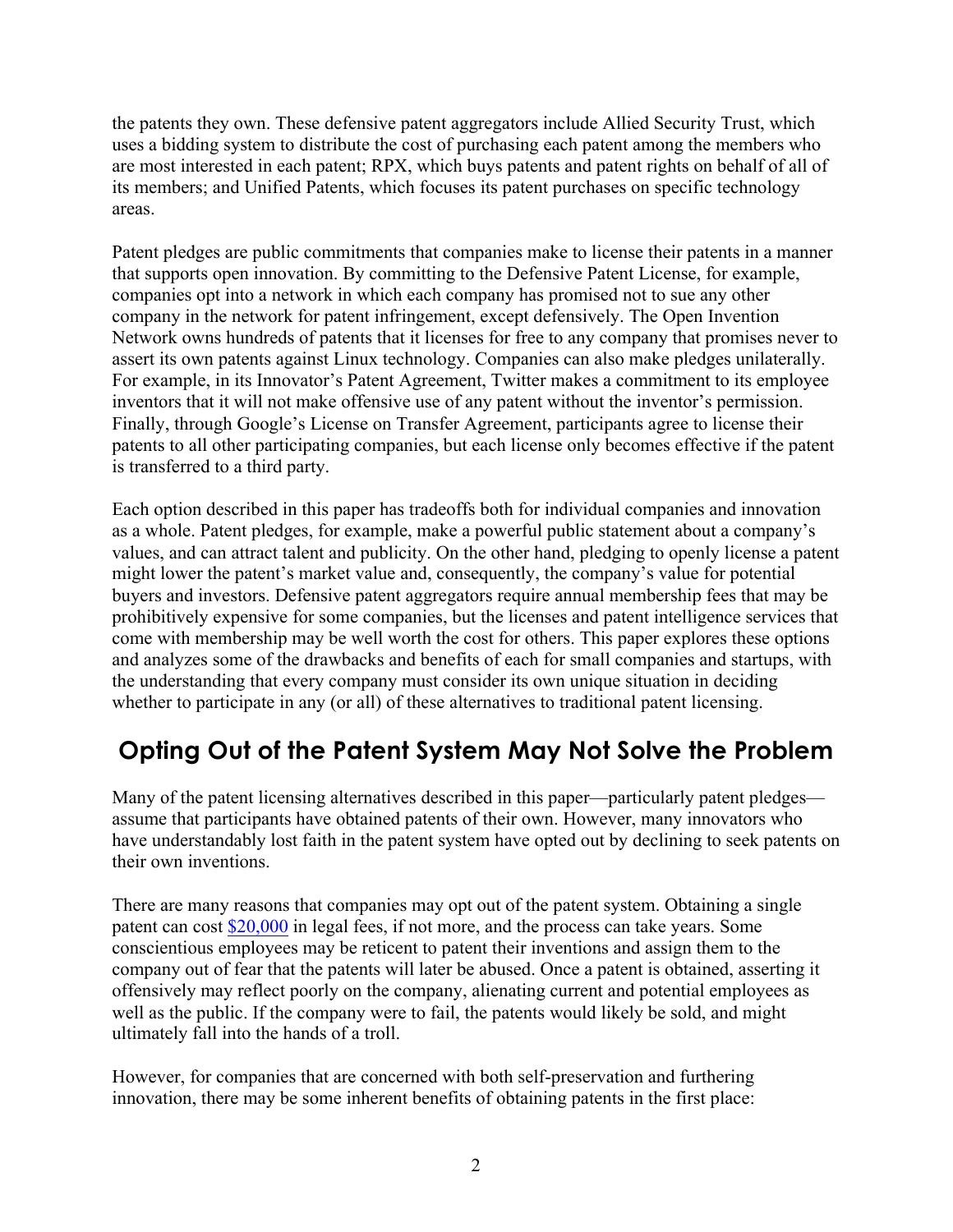the patents they own. These defensive patent aggregators include Allied Security Trust, which uses a bidding system to distribute the cost of purchasing each patent among the members who are most interested in each patent; RPX, which buys patents and patent rights on behalf of all of its members; and Unified Patents, which focuses its patent purchases on specific technology areas.

Patent pledges are public commitments that companies make to license their patents in a manner that supports open innovation. By committing to the Defensive Patent License, for example, companies opt into a network in which each company has promised not to sue any other company in the network for patent infringement, except defensively. The Open Invention Network owns hundreds of patents that it licenses for free to any company that promises never to assert its own patents against Linux technology. Companies can also make pledges unilaterally. For example, in its Innovator's Patent Agreement, Twitter makes a commitment to its employee inventors that it will not make offensive use of any patent without the inventor's permission. Finally, through Google's License on Transfer Agreement, participants agree to license their patents to all other participating companies, but each license only becomes effective if the patent is transferred to a third party.

Each option described in this paper has tradeoffs both for individual companies and innovation as a whole. Patent pledges, for example, make a powerful public statement about a company's values, and can attract talent and publicity. On the other hand, pledging to openly license a patent might lower the patent's market value and, consequently, the company's value for potential buyers and investors. Defensive patent aggregators require annual membership fees that may be prohibitively expensive for some companies, but the licenses and patent intelligence services that come with membership may be well worth the cost for others. This paper explores these options and analyzes some of the drawbacks and benefits of each for small companies and startups, with the understanding that every company must consider its own unique situation in deciding whether to participate in any (or all) of these alternatives to traditional patent licensing.

## Opting Out of the Patent System May Not Solve the Problem

Many of the patent licensing alternatives described in this paper—particularly patent pledges—assume that participants have obtained patents of their own. However, many innovators who have understandably lost faith in the patent system have opted out by declining to seek patents on their own inventions.

There are many reasons that companies may opt out of the patent system. Obtaining a single patent can cost $20,000 in legal fees, if not more, and the process can take years. Some conscientious employees may be reticent to patent their inventions and assign them to the company out of fear that the patents will later be abused. Once a patent is obtained, asserting it offensively may reflect poorly on the company, alienating current and potential employees as well as the public. If the company were to fail, the patents would likely be sold, and might ultimately fall into the hands of a troll.

However, for companies that are concerned with both self-preservation and furthering innovation, there may be some inherent benefits of obtaining patents in the first place: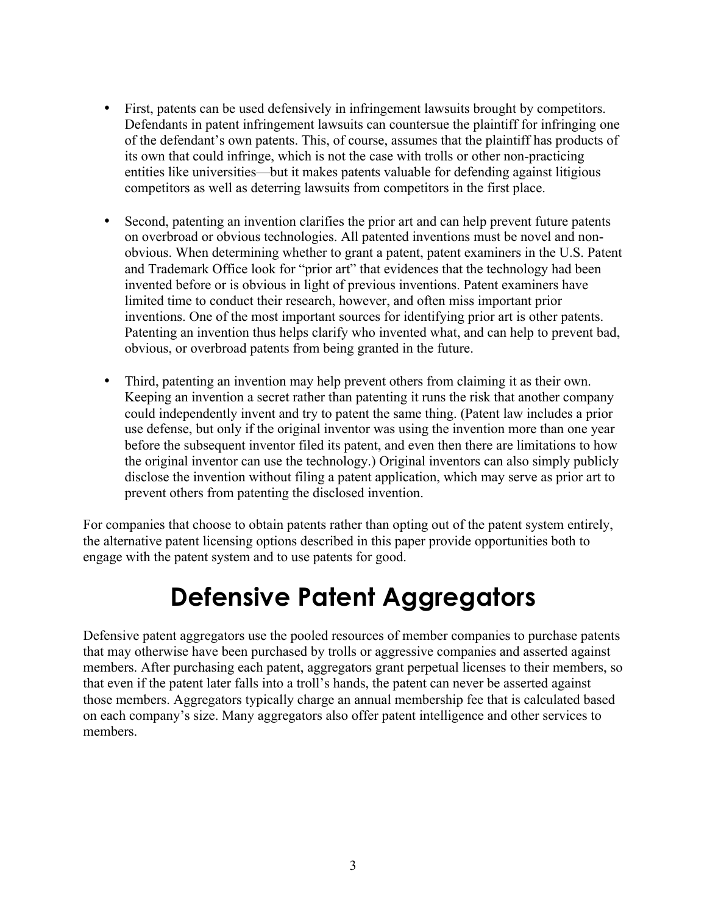- First, patents can be used defensively in infringement lawsuits brought by competitors. Defendants in patent infringement lawsuits can countersue the plaintiff for infringing one of the defendant's own patents. This, of course, assumes that the plaintiff has products of its own that could infringe, which is not the case with trolls or other non-practicing entities like universities—but it makes patents valuable for defending against litigious competitors as well as deterring lawsuits from competitors in the first place.

- Second, patenting an invention clarifies the prior art and can help prevent future patents on overbroad or obvious technologies. All patented inventions must be novel and non-obvious. When determining whether to grant a patent, patent examiners in the U.S. Patent and Trademark Office look for "prior art" that evidences that the technology had been invented before or is obvious in light of previous inventions. Patent examiners have limited time to conduct their research, however, and often miss important prior inventions. One of the most important sources for identifying prior art is other patents. Patenting an invention thus helps clarify who invented what, and can help to prevent bad, obvious, or overbroad patents from being granted in the future.

- Third, patenting an invention may help prevent others from claiming it as their own. Keeping an invention a secret rather than patenting it runs the risk that another company could independently invent and try to patent the same thing. (Patent law includes a prior use defense, but only if the original inventor was using the invention more than one year before the subsequent inventor filed its patent, and even then there are limitations to how the original inventor can use the technology.) Original inventors can also simply publicly disclose the invention without filing a patent application, which may serve as prior art to prevent others from patenting the disclosed invention.

For companies that choose to obtain patents rather than opting out of the patent system entirely, the alternative patent licensing options described in this paper provide opportunities both to engage with the patent system and to use patents for good.

# Defensive Patent Aggregators

Defensive patent aggregators use the pooled resources of member companies to purchase patents that may otherwise have been purchased by trolls or aggressive companies and asserted against members. After purchasing each patent, aggregators grant perpetual licenses to their members, so that even if the patent later falls into a troll's hands, the patent can never be asserted against those members. Aggregators typically charge an annual membership fee that is calculated based on each company's size. Many aggregators also offer patent intelligence and other services to members.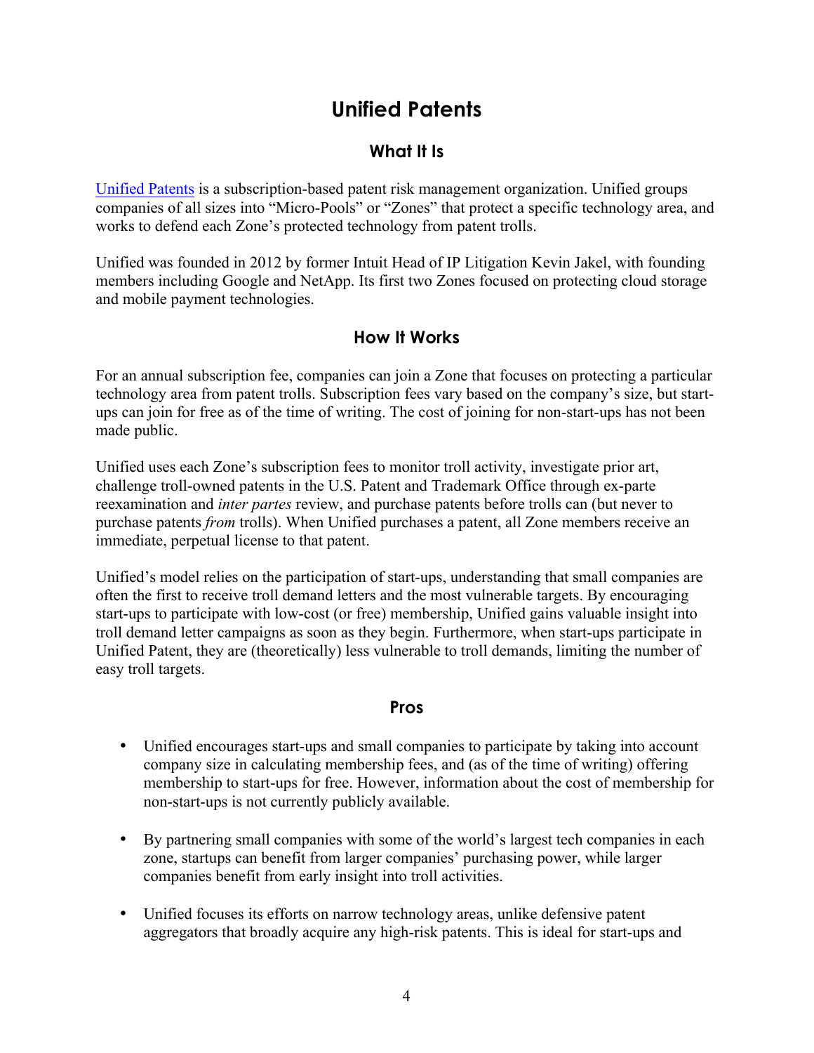# Unified Patents

## What It Is

[Unified Patents](#) is a subscription-based patent risk management organization. Unified groups companies of all sizes into "Micro-Pools" or "Zones" that protect a specific technology area, and works to defend each Zone's protected technology from patent trolls.

Unified was founded in 2012 by former Intuit Head of IP Litigation Kevin Jakel, with founding members including Google and NetApp. Its first two Zones focused on protecting cloud storage and mobile payment technologies.

## How It Works

For an annual subscription fee, companies can join a Zone that focuses on protecting a particular technology area from patent trolls. Subscription fees vary based on the company's size, but start-ups can join for free as of the time of writing. The cost of joining for non-start-ups has not been made public.

Unified uses each Zone's subscription fees to monitor troll activity, investigate prior art, challenge troll-owned patents in the U.S. Patent and Trademark Office through ex-parte reexamination and *inter partes* review, and purchase patents before trolls can (but never to purchase patents *from* trolls). When Unified purchases a patent, all Zone members receive an immediate, perpetual license to that patent.

Unified's model relies on the participation of start-ups, understanding that small companies are often the first to receive troll demand letters and the most vulnerable targets. By encouraging start-ups to participate with low-cost (or free) membership, Unified gains valuable insight into troll demand letter campaigns as soon as they begin. Furthermore, when start-ups participate in Unified Patent, they are (theoretically) less vulnerable to troll demands, limiting the number of easy troll targets.

## Pros

- Unified encourages start-ups and small companies to participate by taking into account company size in calculating membership fees, and (as of the time of writing) offering membership to start-ups for free. However, information about the cost of membership for non-start-ups is not currently publicly available.
- By partnering small companies with some of the world's largest tech companies in each zone, startups can benefit from larger companies' purchasing power, while larger companies benefit from early insight into troll activities.
- Unified focuses its efforts on narrow technology areas, unlike defensive patent aggregators that broadly acquire any high-risk patents. This is ideal for start-ups and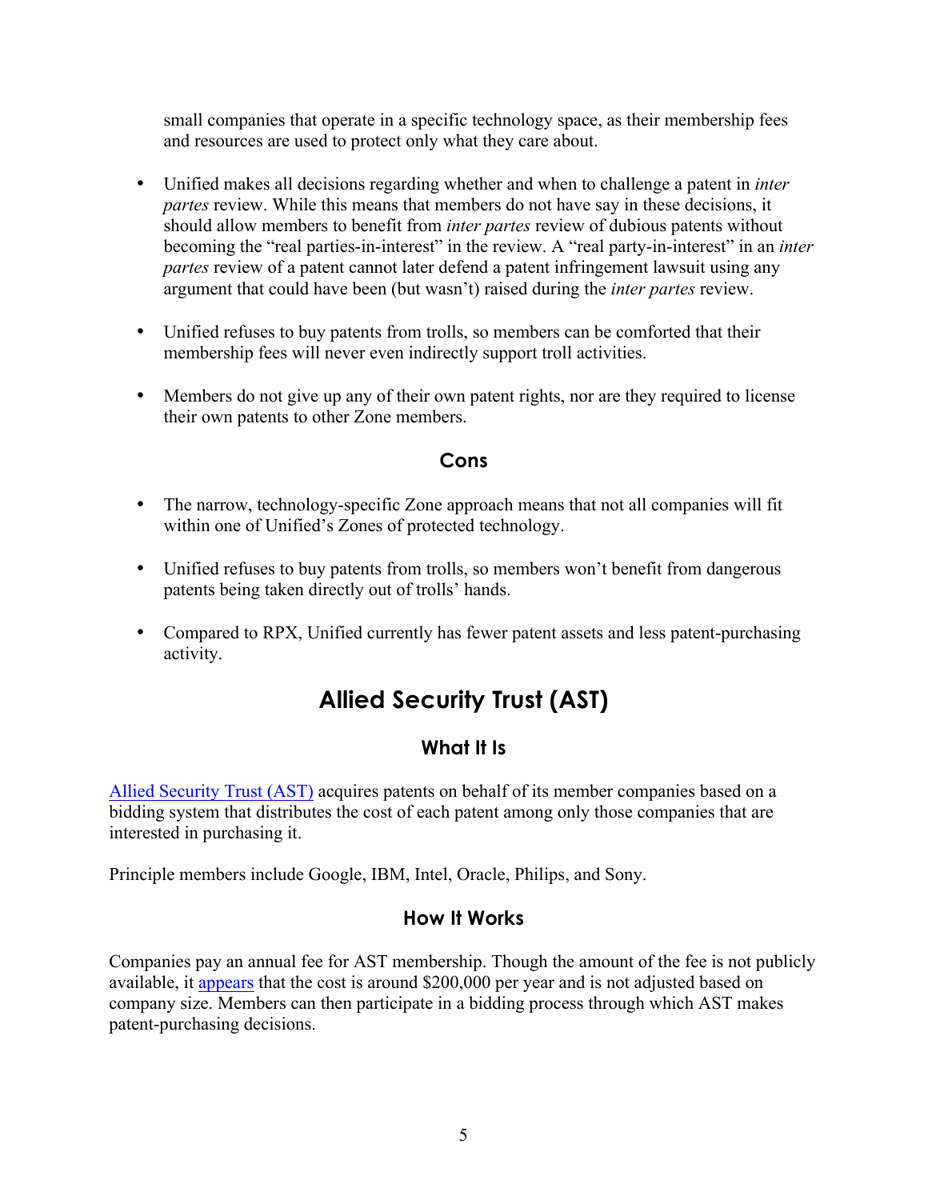small companies that operate in a specific technology space, as their membership fees and resources are used to protect only what they care about.

- Unified makes all decisions regarding whether and when to challenge a patent in *inter partes* review. While this means that members do not have say in these decisions, it should allow members to benefit from *inter partes* review of dubious patents without becoming the "real parties-in-interest" in the review. A "real party-in-interest" in an *inter partes* review of a patent cannot later defend a patent infringement lawsuit using any argument that could have been (but wasn't) raised during the *inter partes* review.

- Unified refuses to buy patents from trolls, so members can be comforted that their membership fees will never even indirectly support troll activities.

- Members do not give up any of their own patent rights, nor are they required to license their own patents to other Zone members.

### Cons

- The narrow, technology-specific Zone approach means that not all companies will fit within one of Unified's Zones of protected technology.

- Unified refuses to buy patents from trolls, so members won't benefit from dangerous patents being taken directly out of trolls' hands.

- Compared to RPX, Unified currently has fewer patent assets and less patent-purchasing activity.

## Allied Security Trust (AST)

### What It Is

Allied Security Trust (AST) acquires patents on behalf of its member companies based on a bidding system that distributes the cost of each patent among only those companies that are interested in purchasing it.

Principle members include Google, IBM, Intel, Oracle, Philips, and Sony.

### How It Works

Companies pay an annual fee for AST membership. Though the amount of the fee is not publicly available, it appears that the cost is around $200,000 per year and is not adjusted based on company size. Members can then participate in a bidding process through which AST makes patent-purchasing decisions.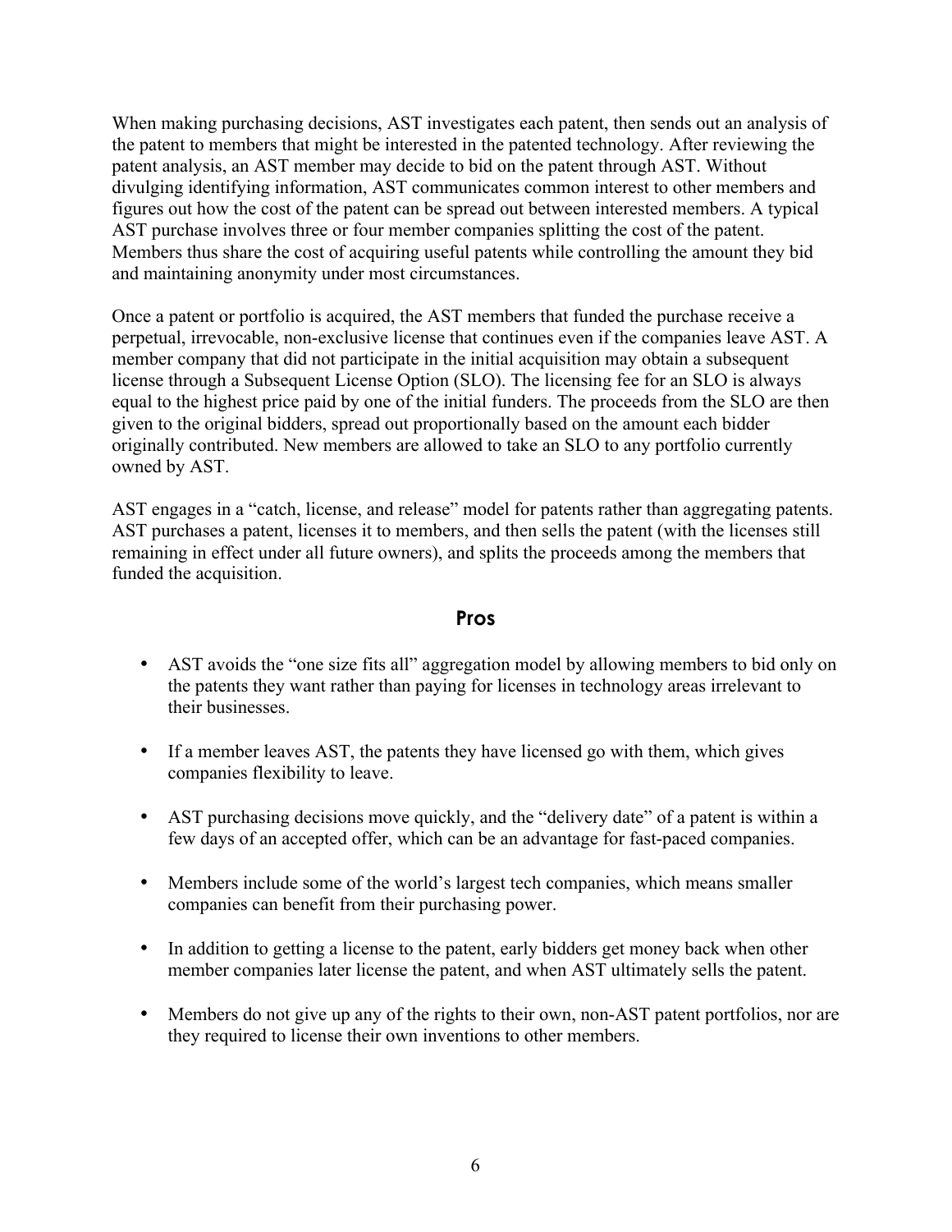When making purchasing decisions, AST investigates each patent, then sends out an analysis of the patent to members that might be interested in the patented technology. After reviewing the patent analysis, an AST member may decide to bid on the patent through AST. Without divulging identifying information, AST communicates common interest to other members and figures out how the cost of the patent can be spread out between interested members. A typical AST purchase involves three or four member companies splitting the cost of the patent. Members thus share the cost of acquiring useful patents while controlling the amount they bid and maintaining anonymity under most circumstances.

Once a patent or portfolio is acquired, the AST members that funded the purchase receive a perpetual, irrevocable, non-exclusive license that continues even if the companies leave AST. A member company that did not participate in the initial acquisition may obtain a subsequent license through a Subsequent License Option (SLO). The licensing fee for an SLO is always equal to the highest price paid by one of the initial funders. The proceeds from the SLO are then given to the original bidders, spread out proportionally based on the amount each bidder originally contributed. New members are allowed to take an SLO to any portfolio currently owned by AST.

AST engages in a "catch, license, and release" model for patents rather than aggregating patents. AST purchases a patent, licenses it to members, and then sells the patent (with the licenses still remaining in effect under all future owners), and splits the proceeds among the members that funded the acquisition.

## Pros

- AST avoids the "one size fits all" aggregation model by allowing members to bid only on the patents they want rather than paying for licenses in technology areas irrelevant to their businesses.
- If a member leaves AST, the patents they have licensed go with them, which gives companies flexibility to leave.
- AST purchasing decisions move quickly, and the "delivery date" of a patent is within a few days of an accepted offer, which can be an advantage for fast-paced companies.
- Members include some of the world's largest tech companies, which means smaller companies can benefit from their purchasing power.
- In addition to getting a license to the patent, early bidders get money back when other member companies later license the patent, and when AST ultimately sells the patent.
- Members do not give up any of the rights to their own, non-AST patent portfolios, nor are they required to license their own inventions to other members.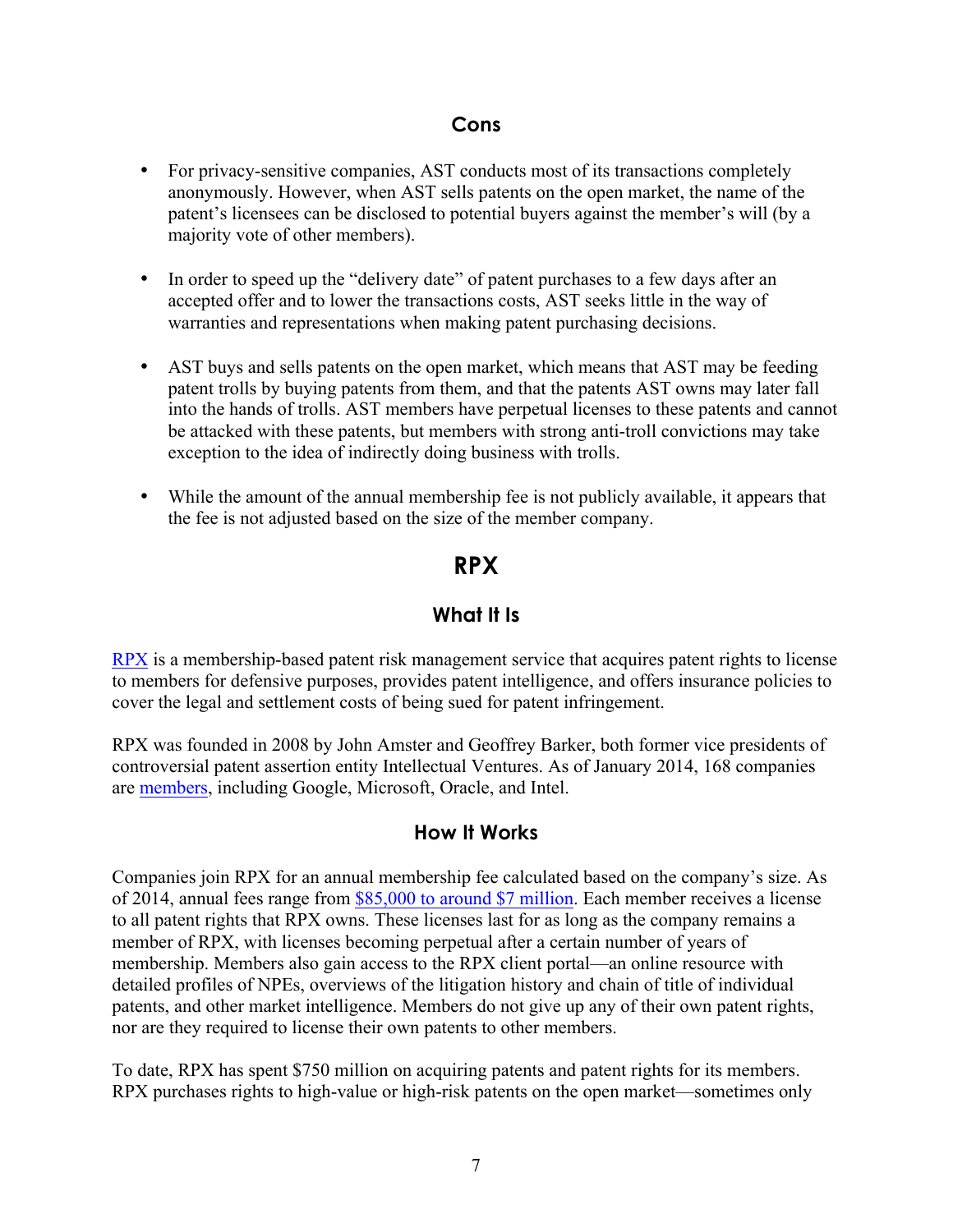### Cons

- For privacy-sensitive companies, AST conducts most of its transactions completely anonymously. However, when AST sells patents on the open market, the name of the patent's licensees can be disclosed to potential buyers against the member's will (by a majority vote of other members).

- In order to speed up the "delivery date" of patent purchases to a few days after an accepted offer and to lower the transactions costs, AST seeks little in the way of warranties and representations when making patent purchasing decisions.

- AST buys and sells patents on the open market, which means that AST may be feeding patent trolls by buying patents from them, and that the patents AST owns may later fall into the hands of trolls. AST members have perpetual licenses to these patents and cannot be attacked with these patents, but members with strong anti-troll convictions may take exception to the idea of indirectly doing business with trolls.

- While the amount of the annual membership fee is not publicly available, it appears that the fee is not adjusted based on the size of the member company.

## RPX

### What It Is

RPX is a membership-based patent risk management service that acquires patent rights to license to members for defensive purposes, provides patent intelligence, and offers insurance policies to cover the legal and settlement costs of being sued for patent infringement.

RPX was founded in 2008 by John Amster and Geoffrey Barker, both former vice presidents of controversial patent assertion entity Intellectual Ventures. As of January 2014, 168 companies are members, including Google, Microsoft, Oracle, and Intel.

### How It Works

Companies join RPX for an annual membership fee calculated based on the company's size. As of 2014, annual fees range from $85,000 to around $7 million. Each member receives a license to all patent rights that RPX owns. These licenses last for as long as the company remains a member of RPX, with licenses becoming perpetual after a certain number of years of membership. Members also gain access to the RPX client portal—an online resource with detailed profiles of NPEs, overviews of the litigation history and chain of title of individual patents, and other market intelligence. Members do not give up any of their own patent rights, nor are they required to license their own patents to other members.

To date, RPX has spent $750 million on acquiring patents and patent rights for its members. RPX purchases rights to high-value or high-risk patents on the open market—sometimes only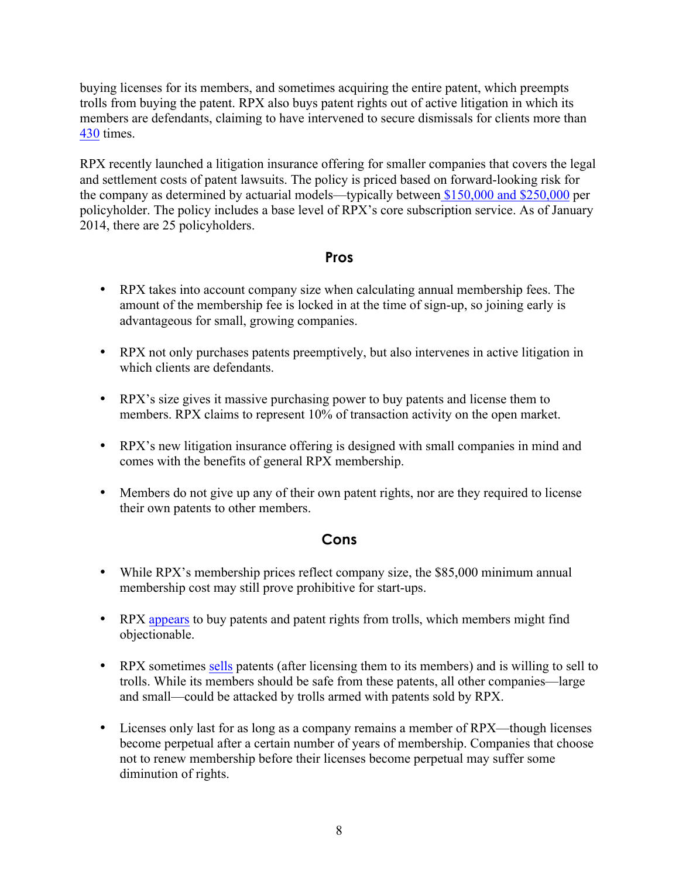buying licenses for its members, and sometimes acquiring the entire patent, which preempts trolls from buying the patent. RPX also buys patent rights out of active litigation in which its members are defendants, claiming to have intervened to secure dismissals for clients more than 430 times.

RPX recently launched a litigation insurance offering for smaller companies that covers the legal and settlement costs of patent lawsuits. The policy is priced based on forward-looking risk for the company as determined by actuarial models—typically between $150,000 and $250,000 per policyholder. The policy includes a base level of RPX's core subscription service. As of January 2014, there are 25 policyholders.

## Pros

- RPX takes into account company size when calculating annual membership fees. The amount of the membership fee is locked in at the time of sign-up, so joining early is advantageous for small, growing companies.
- RPX not only purchases patents preemptively, but also intervenes in active litigation in which clients are defendants.
- RPX's size gives it massive purchasing power to buy patents and license them to members. RPX claims to represent 10% of transaction activity on the open market.
- RPX's new litigation insurance offering is designed with small companies in mind and comes with the benefits of general RPX membership.
- Members do not give up any of their own patent rights, nor are they required to license their own patents to other members.

## Cons

- While RPX's membership prices reflect company size, the $85,000 minimum annual membership cost may still prove prohibitive for start-ups.
- RPX appears to buy patents and patent rights from trolls, which members might find objectionable.
- RPX sometimes sells patents (after licensing them to its members) and is willing to sell to trolls. While its members should be safe from these patents, all other companies—large and small—could be attacked by trolls armed with patents sold by RPX.
- Licenses only last for as long as a company remains a member of RPX—though licenses become perpetual after a certain number of years of membership. Companies that choose not to renew membership before their licenses become perpetual may suffer some diminution of rights.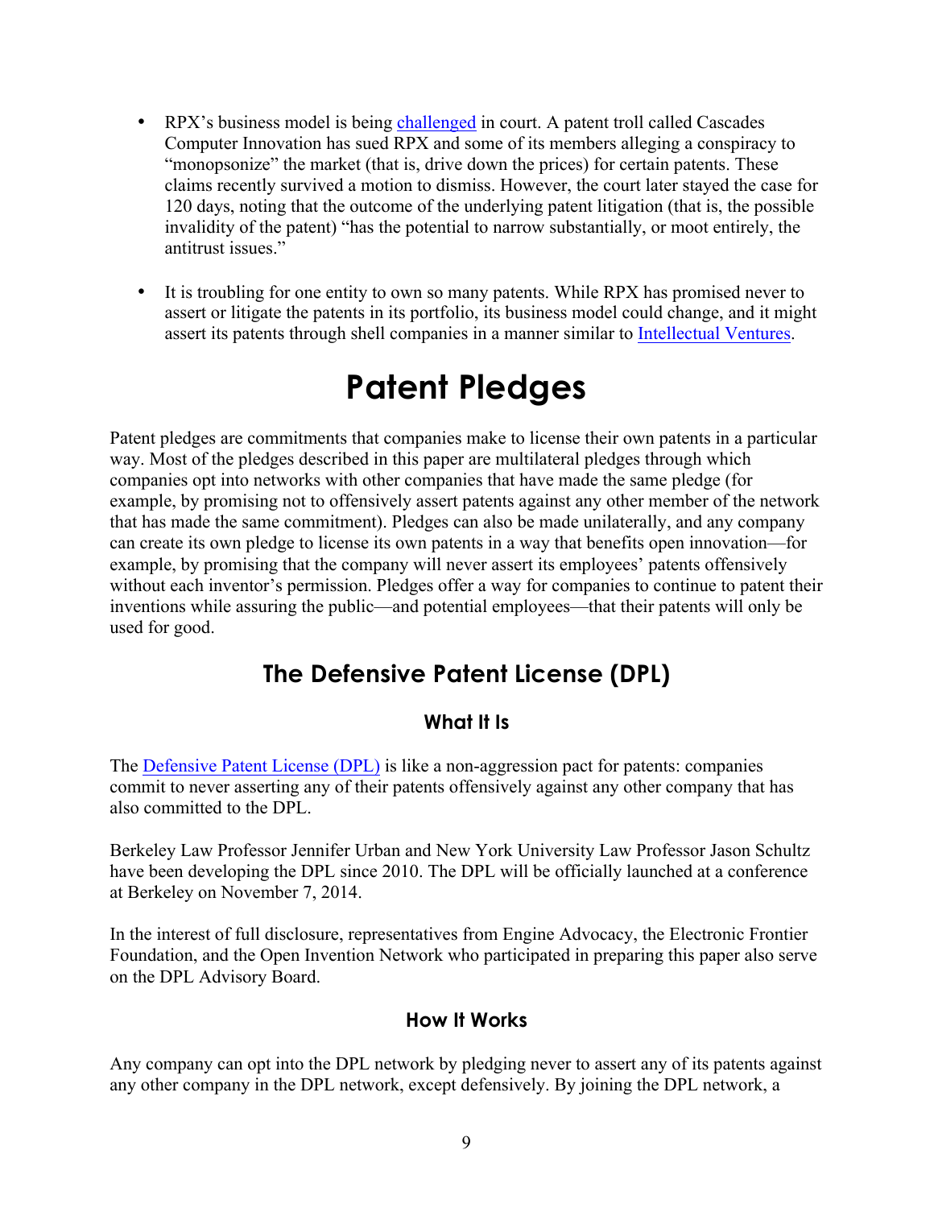- RPX's business model is being [challenged](#) in court. A patent troll called Cascades Computer Innovation has sued RPX and some of its members alleging a conspiracy to "monopsonize" the market (that is, drive down the prices) for certain patents. These claims recently survived a motion to dismiss. However, the court later stayed the case for 120 days, noting that the outcome of the underlying patent litigation (that is, the possible invalidity of the patent) "has the potential to narrow substantially, or moot entirely, the antitrust issues."

- It is troubling for one entity to own so many patents. While RPX has promised never to assert or litigate the patents in its portfolio, its business model could change, and it might assert its patents through shell companies in a manner similar to [Intellectual Ventures](#).

# Patent Pledges

Patent pledges are commitments that companies make to license their own patents in a particular way. Most of the pledges described in this paper are multilateral pledges through which companies opt into networks with other companies that have made the same pledge (for example, by promising not to offensively assert patents against any other member of the network that has made the same commitment). Pledges can also be made unilaterally, and any company can create its own pledge to license its own patents in a way that benefits open innovation—for example, by promising that the company will never assert its employees' patents offensively without each inventor's permission. Pledges offer a way for companies to continue to patent their inventions while assuring the public—and potential employees—that their patents will only be used for good.

## The Defensive Patent License (DPL)

### What It Is

The [Defensive Patent License (DPL)](#) is like a non-aggression pact for patents: companies commit to never asserting any of their patents offensively against any other company that has also committed to the DPL.

Berkeley Law Professor Jennifer Urban and New York University Law Professor Jason Schultz have been developing the DPL since 2010. The DPL will be officially launched at a conference at Berkeley on November 7, 2014.

In the interest of full disclosure, representatives from Engine Advocacy, the Electronic Frontier Foundation, and the Open Invention Network who participated in preparing this paper also serve on the DPL Advisory Board.

### How It Works

Any company can opt into the DPL network by pledging never to assert any of its patents against any other company in the DPL network, except defensively. By joining the DPL network, a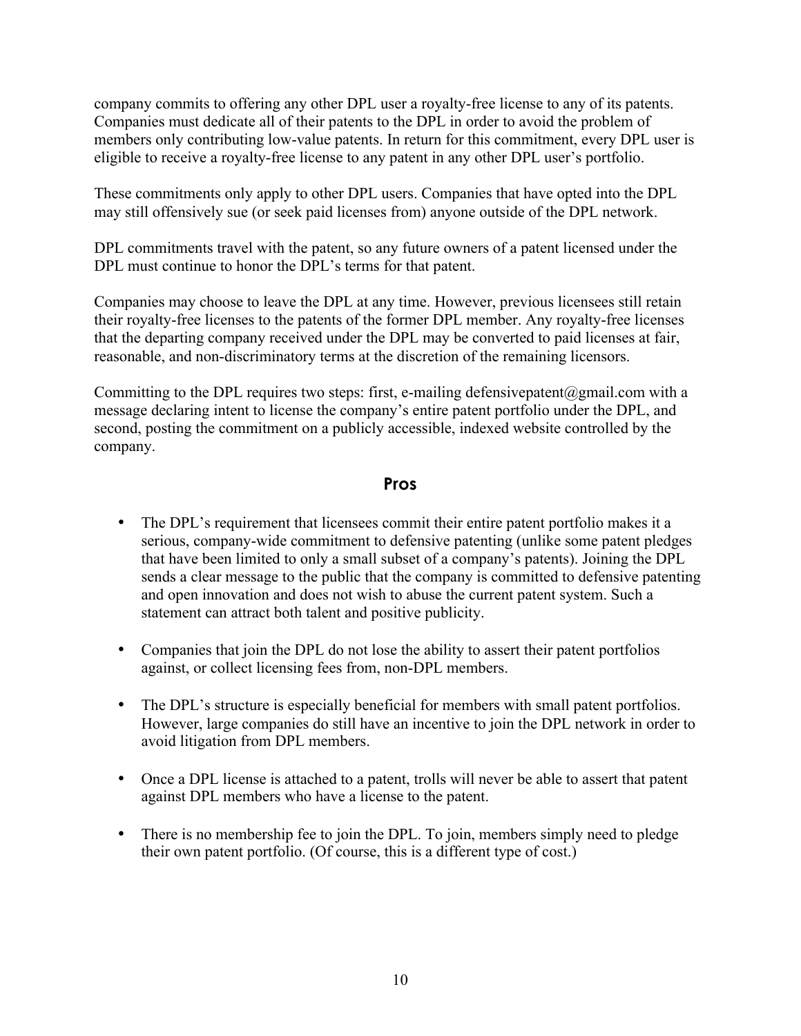company commits to offering any other DPL user a royalty-free license to any of its patents. Companies must dedicate all of their patents to the DPL in order to avoid the problem of members only contributing low-value patents. In return for this commitment, every DPL user is eligible to receive a royalty-free license to any patent in any other DPL user's portfolio.

These commitments only apply to other DPL users. Companies that have opted into the DPL may still offensively sue (or seek paid licenses from) anyone outside of the DPL network.

DPL commitments travel with the patent, so any future owners of a patent licensed under the DPL must continue to honor the DPL's terms for that patent.

Companies may choose to leave the DPL at any time. However, previous licensees still retain their royalty-free licenses to the patents of the former DPL member. Any royalty-free licenses that the departing company received under the DPL may be converted to paid licenses at fair, reasonable, and non-discriminatory terms at the discretion of the remaining licensors.

Committing to the DPL requires two steps: first, e-mailing defensivepatent@gmail.com with a message declaring intent to license the company's entire patent portfolio under the DPL, and second, posting the commitment on a publicly accessible, indexed website controlled by the company.

## Pros

- The DPL's requirement that licensees commit their entire patent portfolio makes it a serious, company-wide commitment to defensive patenting (unlike some patent pledges that have been limited to only a small subset of a company's patents). Joining the DPL sends a clear message to the public that the company is committed to defensive patenting and open innovation and does not wish to abuse the current patent system. Such a statement can attract both talent and positive publicity.

- Companies that join the DPL do not lose the ability to assert their patent portfolios against, or collect licensing fees from, non-DPL members.

- The DPL's structure is especially beneficial for members with small patent portfolios. However, large companies do still have an incentive to join the DPL network in order to avoid litigation from DPL members.

- Once a DPL license is attached to a patent, trolls will never be able to assert that patent against DPL members who have a license to the patent.

- There is no membership fee to join the DPL. To join, members simply need to pledge their own patent portfolio. (Of course, this is a different type of cost.)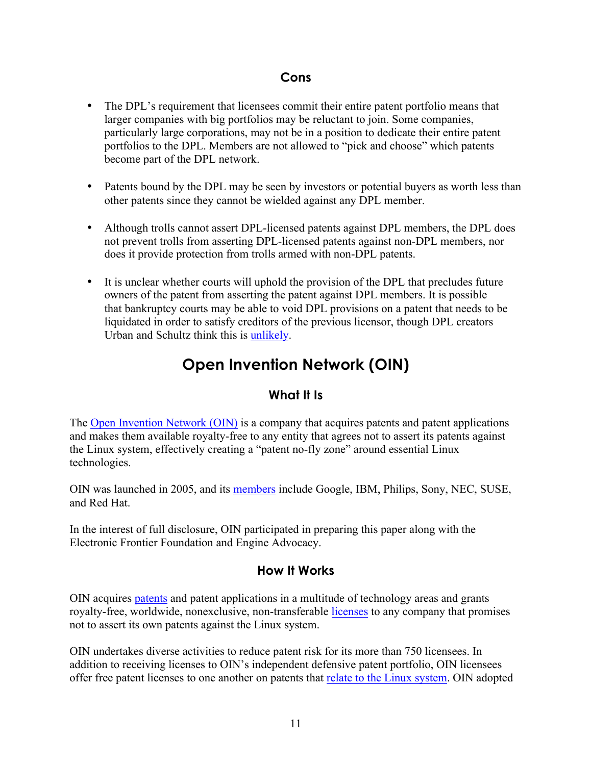### Cons

- The DPL's requirement that licensees commit their entire patent portfolio means that larger companies with big portfolios may be reluctant to join. Some companies, particularly large corporations, may not be in a position to dedicate their entire patent portfolios to the DPL. Members are not allowed to "pick and choose" which patents become part of the DPL network.

- Patents bound by the DPL may be seen by investors or potential buyers as worth less than other patents since they cannot be wielded against any DPL member.

- Although trolls cannot assert DPL-licensed patents against DPL members, the DPL does not prevent trolls from asserting DPL-licensed patents against non-DPL members, nor does it provide protection from trolls armed with non-DPL patents.

- It is unclear whether courts will uphold the provision of the DPL that precludes future owners of the patent from asserting the patent against DPL members. It is possible that bankruptcy courts may be able to void DPL provisions on a patent that needs to be liquidated in order to satisfy creditors of the previous licensor, though DPL creators Urban and Schultz think this is unlikely.

## Open Invention Network (OIN)

### What It Is

The Open Invention Network (OIN) is a company that acquires patents and patent applications and makes them available royalty-free to any entity that agrees not to assert its patents against the Linux system, effectively creating a "patent no-fly zone" around essential Linux technologies.

OIN was launched in 2005, and its members include Google, IBM, Philips, Sony, NEC, SUSE, and Red Hat.

In the interest of full disclosure, OIN participated in preparing this paper along with the Electronic Frontier Foundation and Engine Advocacy.

### How It Works

OIN acquires patents and patent applications in a multitude of technology areas and grants royalty-free, worldwide, nonexclusive, non-transferable licenses to any company that promises not to assert its own patents against the Linux system.

OIN undertakes diverse activities to reduce patent risk for its more than 750 licensees. In addition to receiving licenses to OIN's independent defensive patent portfolio, OIN licensees offer free patent licenses to one another on patents that relate to the Linux system. OIN adopted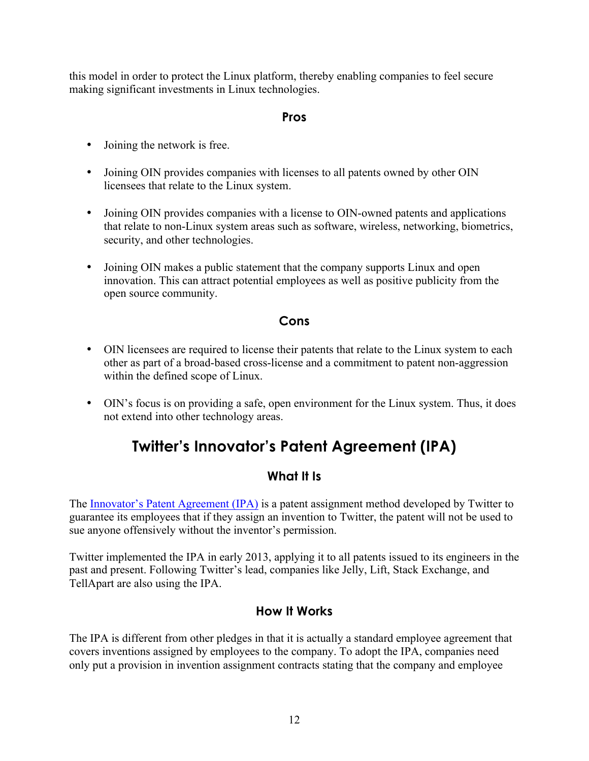this model in order to protect the Linux platform, thereby enabling companies to feel secure making significant investments in Linux technologies.

### Pros

- Joining the network is free.
- Joining OIN provides companies with licenses to all patents owned by other OIN licensees that relate to the Linux system.
- Joining OIN provides companies with a license to OIN-owned patents and applications that relate to non-Linux system areas such as software, wireless, networking, biometrics, security, and other technologies.
- Joining OIN makes a public statement that the company supports Linux and open innovation. This can attract potential employees as well as positive publicity from the open source community.

### Cons

- OIN licensees are required to license their patents that relate to the Linux system to each other as part of a broad-based cross-license and a commitment to patent non-aggression within the defined scope of Linux.
- OIN's focus is on providing a safe, open environment for the Linux system. Thus, it does not extend into other technology areas.

## Twitter's Innovator's Patent Agreement (IPA)

### What It Is

The Innovator's Patent Agreement (IPA) is a patent assignment method developed by Twitter to guarantee its employees that if they assign an invention to Twitter, the patent will not be used to sue anyone offensively without the inventor's permission.

Twitter implemented the IPA in early 2013, applying it to all patents issued to its engineers in the past and present. Following Twitter's lead, companies like Jelly, Lift, Stack Exchange, and TellApart are also using the IPA.

### How It Works

The IPA is different from other pledges in that it is actually a standard employee agreement that covers inventions assigned by employees to the company. To adopt the IPA, companies need only put a provision in invention assignment contracts stating that the company and employee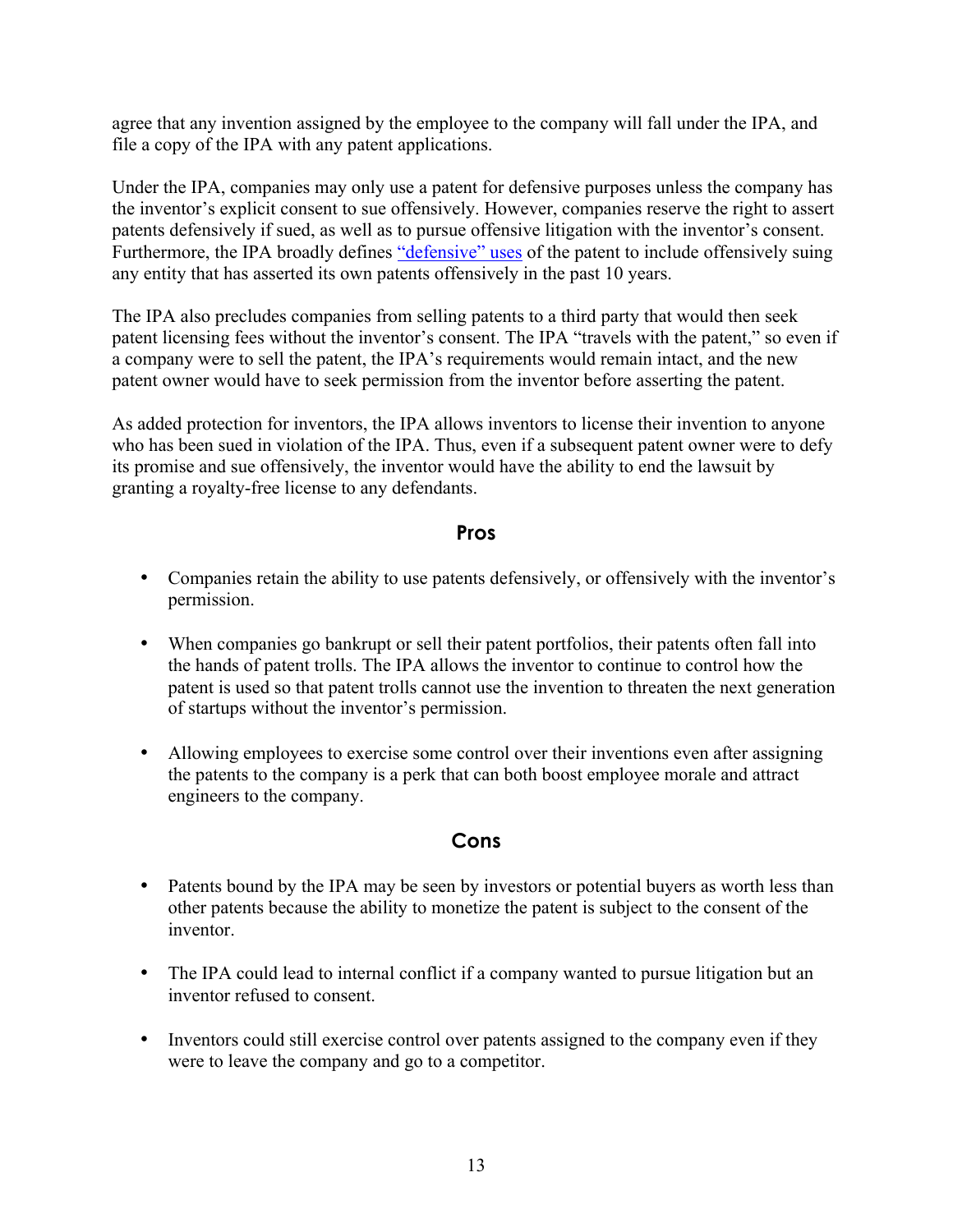agree that any invention assigned by the employee to the company will fall under the IPA, and file a copy of the IPA with any patent applications.

Under the IPA, companies may only use a patent for defensive purposes unless the company has the inventor's explicit consent to sue offensively. However, companies reserve the right to assert patents defensively if sued, as well as to pursue offensive litigation with the inventor's consent. Furthermore, the IPA broadly defines "defensive" uses of the patent to include offensively suing any entity that has asserted its own patents offensively in the past 10 years.

The IPA also precludes companies from selling patents to a third party that would then seek patent licensing fees without the inventor's consent. The IPA "travels with the patent," so even if a company were to sell the patent, the IPA's requirements would remain intact, and the new patent owner would have to seek permission from the inventor before asserting the patent.

As added protection for inventors, the IPA allows inventors to license their invention to anyone who has been sued in violation of the IPA. Thus, even if a subsequent patent owner were to defy its promise and sue offensively, the inventor would have the ability to end the lawsuit by granting a royalty-free license to any defendants.

### Pros

- Companies retain the ability to use patents defensively, or offensively with the inventor's permission.
- When companies go bankrupt or sell their patent portfolios, their patents often fall into the hands of patent trolls. The IPA allows the inventor to continue to control how the patent is used so that patent trolls cannot use the invention to threaten the next generation of startups without the inventor's permission.
- Allowing employees to exercise some control over their inventions even after assigning the patents to the company is a perk that can both boost employee morale and attract engineers to the company.

### Cons

- Patents bound by the IPA may be seen by investors or potential buyers as worth less than other patents because the ability to monetize the patent is subject to the consent of the inventor.
- The IPA could lead to internal conflict if a company wanted to pursue litigation but an inventor refused to consent.
- Inventors could still exercise control over patents assigned to the company even if they were to leave the company and go to a competitor.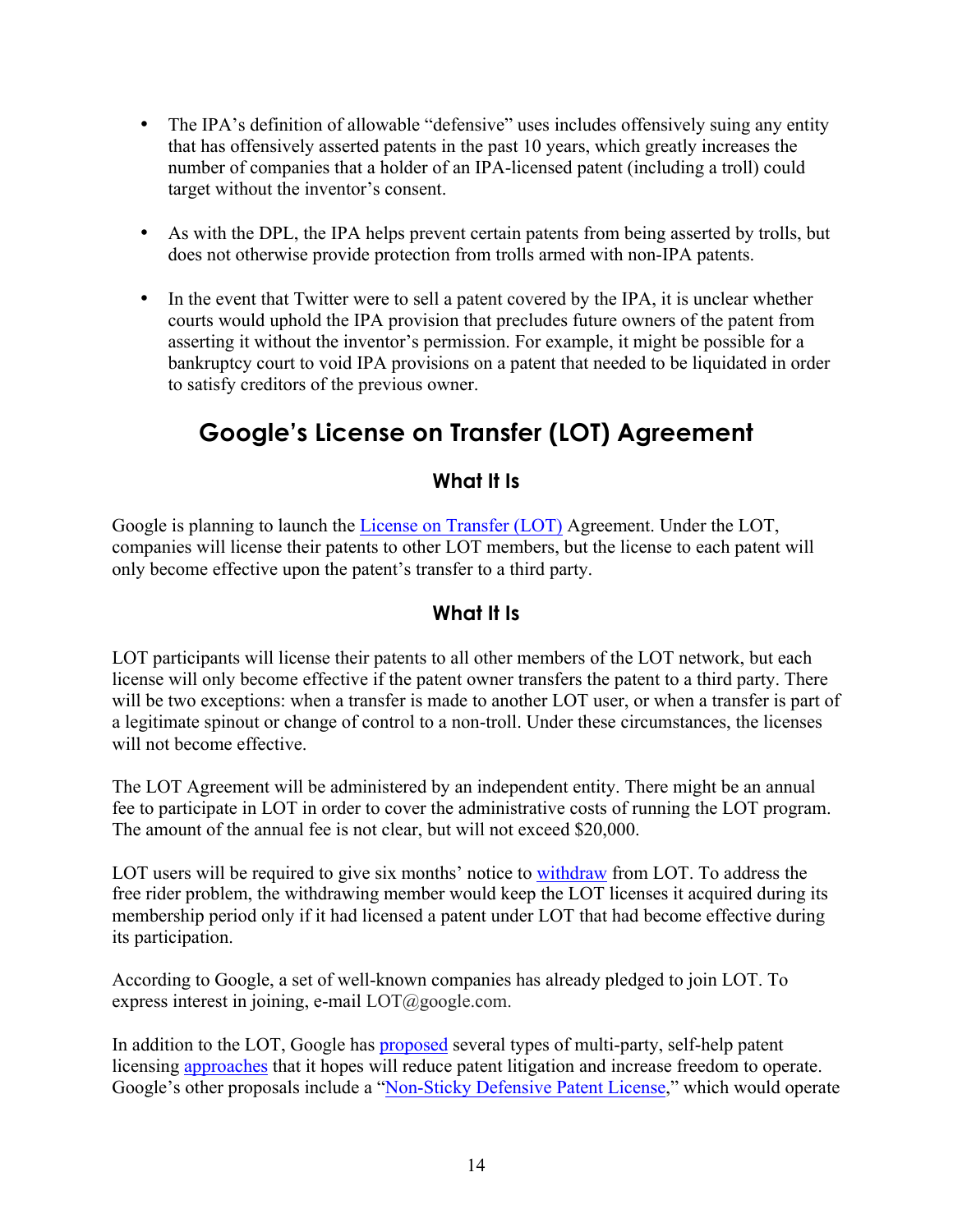- The IPA's definition of allowable "defensive" uses includes offensively suing any entity that has offensively asserted patents in the past 10 years, which greatly increases the number of companies that a holder of an IPA-licensed patent (including a troll) could target without the inventor's consent.

- As with the DPL, the IPA helps prevent certain patents from being asserted by trolls, but does not otherwise provide protection from trolls armed with non-IPA patents.

- In the event that Twitter were to sell a patent covered by the IPA, it is unclear whether courts would uphold the IPA provision that precludes future owners of the patent from asserting it without the inventor's permission. For example, it might be possible for a bankruptcy court to void IPA provisions on a patent that needed to be liquidated in order to satisfy creditors of the previous owner.

## Google's License on Transfer (LOT) Agreement

### What It Is

Google is planning to launch the License on Transfer (LOT) Agreement. Under the LOT, companies will license their patents to other LOT members, but the license to each patent will only become effective upon the patent's transfer to a third party.

### What It Is

LOT participants will license their patents to all other members of the LOT network, but each license will only become effective if the patent owner transfers the patent to a third party. There will be two exceptions: when a transfer is made to another LOT user, or when a transfer is part of a legitimate spinout or change of control to a non-troll. Under these circumstances, the licenses will not become effective.

The LOT Agreement will be administered by an independent entity. There might be an annual fee to participate in LOT in order to cover the administrative costs of running the LOT program. The amount of the annual fee is not clear, but will not exceed $20,000.

LOT users will be required to give six months' notice to withdraw from LOT. To address the free rider problem, the withdrawing member would keep the LOT licenses it acquired during its membership period only if it had licensed a patent under LOT that had become effective during its participation.

According to Google, a set of well-known companies has already pledged to join LOT. To express interest in joining, e-mail LOT@google.com.

In addition to the LOT, Google has proposed several types of multi-party, self-help patent licensing approaches that it hopes will reduce patent litigation and increase freedom to operate. Google's other proposals include a "Non-Sticky Defensive Patent License," which would operate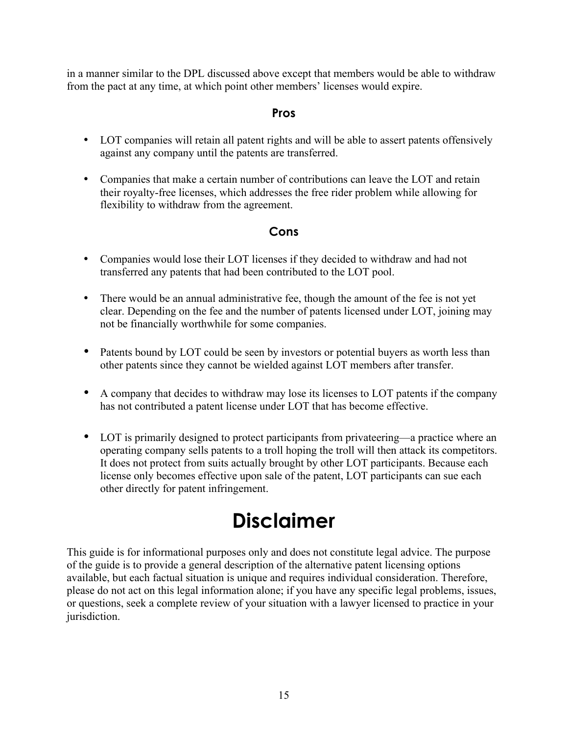in a manner similar to the DPL discussed above except that members would be able to withdraw from the pact at any time, at which point other members' licenses would expire.

### Pros

- LOT companies will retain all patent rights and will be able to assert patents offensively against any company until the patents are transferred.
- Companies that make a certain number of contributions can leave the LOT and retain their royalty-free licenses, which addresses the free rider problem while allowing for flexibility to withdraw from the agreement.

### Cons

- Companies would lose their LOT licenses if they decided to withdraw and had not transferred any patents that had been contributed to the LOT pool.
- There would be an annual administrative fee, though the amount of the fee is not yet clear. Depending on the fee and the number of patents licensed under LOT, joining may not be financially worthwhile for some companies.
- Patents bound by LOT could be seen by investors or potential buyers as worth less than other patents since they cannot be wielded against LOT members after transfer.
- A company that decides to withdraw may lose its licenses to LOT patents if the company has not contributed a patent license under LOT that has become effective.
- LOT is primarily designed to protect participants from privateering—a practice where an operating company sells patents to a troll hoping the troll will then attack its competitors. It does not protect from suits actually brought by other LOT participants. Because each license only becomes effective upon sale of the patent, LOT participants can sue each other directly for patent infringement.

# Disclaimer

This guide is for informational purposes only and does not constitute legal advice. The purpose of the guide is to provide a general description of the alternative patent licensing options available, but each factual situation is unique and requires individual consideration. Therefore, please do not act on this legal information alone; if you have any specific legal problems, issues, or questions, seek a complete review of your situation with a lawyer licensed to practice in your jurisdiction.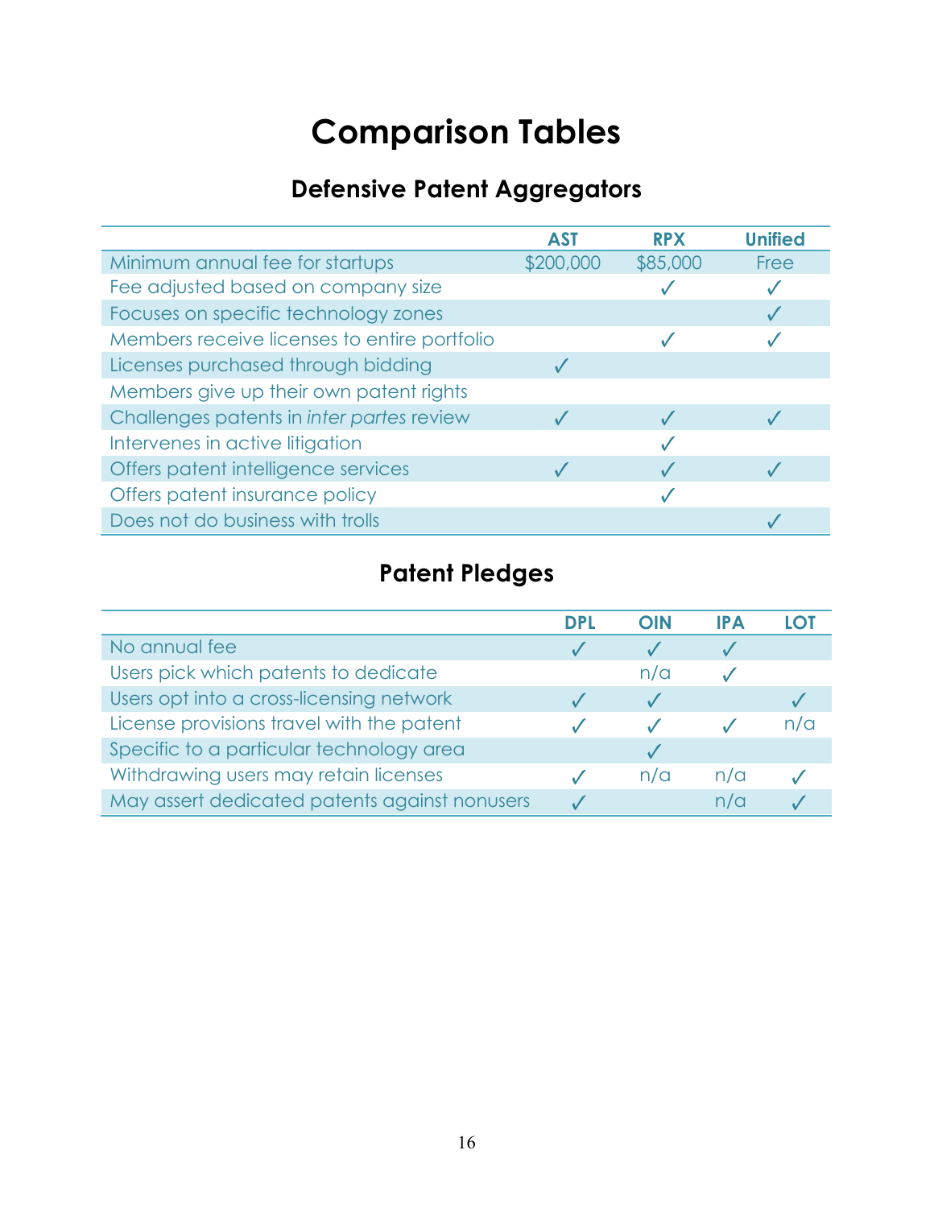# Comparison Tables

## Defensive Patent Aggregators

| | AST | RPX | Unified |
|---|---|---|---|
| Minimum annual fee for startups | $200,000 | $85,000 | Free |
| Fee adjusted based on company size | | ✓ | ✓ |
| Focuses on specific technology zones | | | ✓ |
| Members receive licenses to entire portfolio | | ✓ | ✓ |
| Licenses purchased through bidding | ✓ | | |
| Members give up their own patent rights | | | |
| Challenges patents in *inter partes* review | ✓ | ✓ | ✓ |
| Intervenes in active litigation | | ✓ | |
| Offers patent intelligence services | ✓ | ✓ | ✓ |
| Offers patent insurance policy | | ✓ | |
| Does not do business with trolls | | | ✓ |

## Patent Pledges

| | DPL | OIN | IPA | LOT |
|---|---|---|---|---|
| No annual fee | ✓ | ✓ | ✓ | |
| Users pick which patents to dedicate | | n/a | ✓ | |
| Users opt into a cross-licensing network | ✓ | ✓ | | ✓ |
| License provisions travel with the patent | ✓ | ✓ | ✓ | n/a |
| Specific to a particular technology area | | ✓ | | |
| Withdrawing users may retain licenses | ✓ | n/a | n/a | ✓ |
| May assert dedicated patents against nonusers | ✓ | | n/a | ✓ |